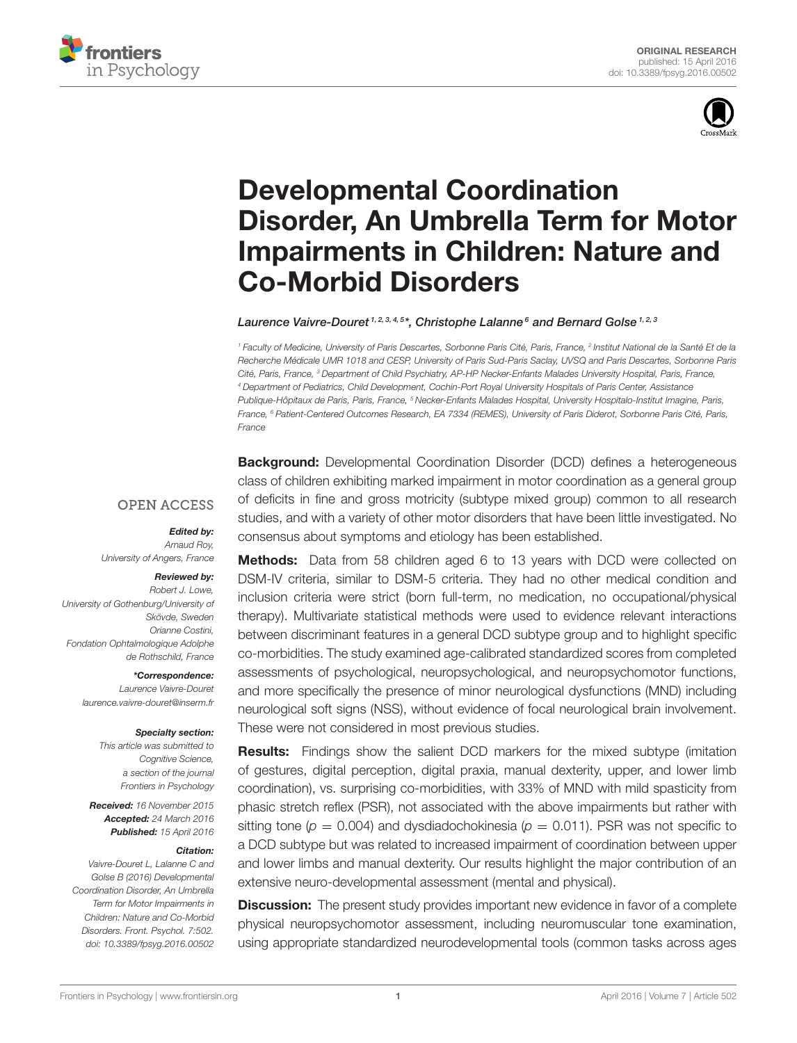ORIGINAL RESEARCH
published: 15 April 2016
doi: 10.3389/fpsyg.2016.00502

# Developmental Coordination Disorder, An Umbrella Term for Motor Impairments in Children: Nature and Co-Morbid Disorders

*Laurence Vaivre-Douret[1,2,3,4,5]\*, Christophe Lalanne[6] and Bernard Golse[1,2,3]*

[1] Faculty of Medicine, University of Paris Descartes, Sorbonne Paris Cité, Paris, France, [2] Institut National de la Santé Et de la Recherche Médicale UMR 1018 and CESP, University of Paris Sud-Paris Saclay, UVSQ and Paris Descartes, Sorbonne Paris Cité, Paris, France, [3] Department of Child Psychiatry, AP-HP Necker-Enfants Malades University Hospital, Paris, France, [4] Department of Pediatrics, Child Development, Cochin-Port Royal University Hospitals of Paris Center, Assistance Publique-Hôpitaux de Paris, Paris, France, [5] Necker-Enfants Malades Hospital, University Hospitalo-Institut Imagine, Paris, France, [6] Patient-Centered Outcomes Research, EA 7334 (REMES), University of Paris Diderot, Sorbonne Paris Cité, Paris, France

OPEN ACCESS

***Edited by:***
*Arnaud Roy, University of Angers, France*

***Reviewed by:***
*Robert J. Lowe, University of Gothenburg/University of Skövde, Sweden*
*Orianne Costini, Fondation Ophtalmologique Adolphe de Rothschild, France*

***\*Correspondence:***
*Laurence Vaivre-Douret*
*laurence.vaivre-douret@inserm.fr*

***Specialty section:***
*This article was submitted to Cognitive Science, a section of the journal Frontiers in Psychology*

***Received:*** *16 November 2015*
***Accepted:*** *24 March 2016*
***Published:*** *15 April 2016*

***Citation:***
*Vaivre-Douret L, Lalanne C and Golse B (2016) Developmental Coordination Disorder, An Umbrella Term for Motor Impairments in Children: Nature and Co-Morbid Disorders. Front. Psychol. 7:502. doi: 10.3389/fpsyg.2016.00502*

**Background:** Developmental Coordination Disorder (DCD) defines a heterogeneous class of children exhibiting marked impairment in motor coordination as a general group of deficits in fine and gross motricity (subtype mixed group) common to all research studies, and with a variety of other motor disorders that have been little investigated. No consensus about symptoms and etiology has been established.

**Methods:** Data from 58 children aged 6 to 13 years with DCD were collected on DSM-IV criteria, similar to DSM-5 criteria. They had no other medical condition and inclusion criteria were strict (born full-term, no medication, no occupational/physical therapy). Multivariate statistical methods were used to evidence relevant interactions between discriminant features in a general DCD subtype group and to highlight specific co-morbidities. The study examined age-calibrated standardized scores from completed assessments of psychological, neuropsychological, and neuropsychomotor functions, and more specifically the presence of minor neurological dysfunctions (MND) including neurological soft signs (NSS), without evidence of focal neurological brain involvement. These were not considered in most previous studies.

**Results:** Findings show the salient DCD markers for the mixed subtype (imitation of gestures, digital perception, digital praxia, manual dexterity, upper, and lower limb coordination), vs. surprising co-morbidities, with 33% of MND with mild spasticity from phasic stretch reflex (PSR), not associated with the above impairments but rather with sitting tone ($p = 0.004$) and dysdiadochokinesia ($p = 0.011$). PSR was not specific to a DCD subtype but was related to increased impairment of coordination between upper and lower limbs and manual dexterity. Our results highlight the major contribution of an extensive neuro-developmental assessment (mental and physical).

**Discussion:** The present study provides important new evidence in favor of a complete physical neuropsychomotor assessment, including neuromuscular tone examination, using appropriate standardized neurodevelopmental tools (common tasks across ages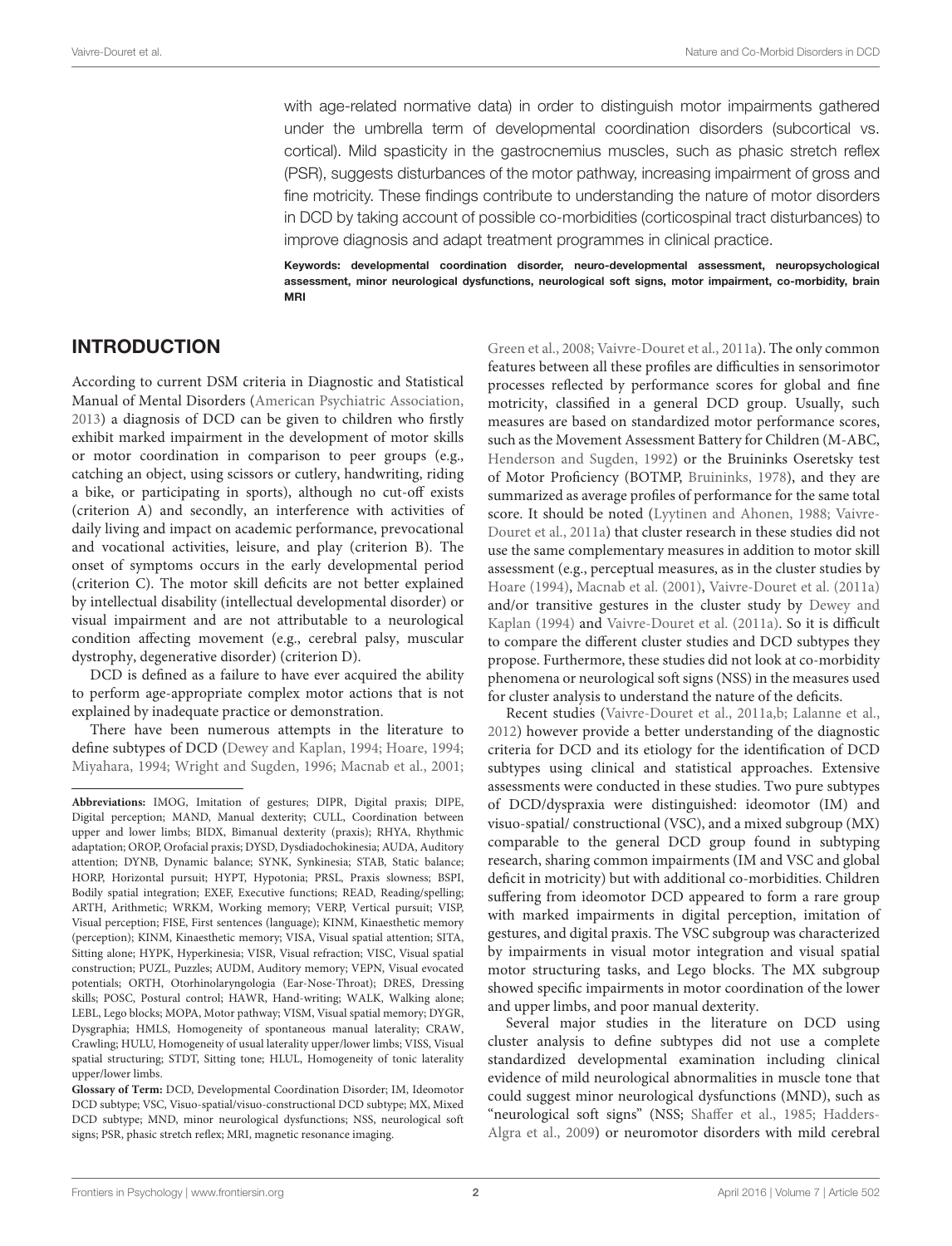with age-related normative data) in order to distinguish motor impairments gathered under the umbrella term of developmental coordination disorders (subcortical vs. cortical). Mild spasticity in the gastrocnemius muscles, such as phasic stretch reflex (PSR), suggests disturbances of the motor pathway, increasing impairment of gross and fine motricity. These findings contribute to understanding the nature of motor disorders in DCD by taking account of possible co-morbidities (corticospinal tract disturbances) to improve diagnosis and adapt treatment programmes in clinical practice.

**Keywords: developmental coordination disorder, neuro-developmental assessment, neuropsychological assessment, minor neurological dysfunctions, neurological soft signs, motor impairment, co-morbidity, brain MRI**

## INTRODUCTION

According to current DSM criteria in Diagnostic and Statistical Manual of Mental Disorders (American Psychiatric Association, 2013) a diagnosis of DCD can be given to children who firstly exhibit marked impairment in the development of motor skills or motor coordination in comparison to peer groups (e.g., catching an object, using scissors or cutlery, handwriting, riding a bike, or participating in sports), although no cut-off exists (criterion A) and secondly, an interference with activities of daily living and impact on academic performance, prevocational and vocational activities, leisure, and play (criterion B). The onset of symptoms occurs in the early developmental period (criterion C). The motor skill deficits are not better explained by intellectual disability (intellectual developmental disorder) or visual impairment and are not attributable to a neurological condition affecting movement (e.g., cerebral palsy, muscular dystrophy, degenerative disorder) (criterion D).

DCD is defined as a failure to have ever acquired the ability to perform age-appropriate complex motor actions that is not explained by inadequate practice or demonstration.

There have been numerous attempts in the literature to define subtypes of DCD (Dewey and Kaplan, 1994; Hoare, 1994; Miyahara, 1994; Wright and Sugden, 1996; Macnab et al., 2001; Green et al., 2008; Vaivre-Douret et al., 2011a). The only common features between all these profiles are difficulties in sensorimotor processes reflected by performance scores for global and fine motricity, classified in a general DCD group. Usually, such measures are based on standardized motor performance scores, such as the Movement Assessment Battery for Children (M-ABC, Henderson and Sugden, 1992) or the Bruininks Oseretsky test of Motor Proficiency (BOTMP, Bruininks, 1978), and they are summarized as average profiles of performance for the same total score. It should be noted (Lyytinen and Ahonen, 1988; Vaivre-Douret et al., 2011a) that cluster research in these studies did not use the same complementary measures in addition to motor skill assessment (e.g., perceptual measures, as in the cluster studies by Hoare (1994), Macnab et al. (2001), Vaivre-Douret et al. (2011a) and/or transitive gestures in the cluster study by Dewey and Kaplan (1994) and Vaivre-Douret et al. (2011a). So it is difficult to compare the different cluster studies and DCD subtypes they propose. Furthermore, these studies did not look at co-morbidity phenomena or neurological soft signs (NSS) in the measures used for cluster analysis to understand the nature of the deficits.

Recent studies (Vaivre-Douret et al., 2011a,b; Lalanne et al., 2012) however provide a better understanding of the diagnostic criteria for DCD and its etiology for the identification of DCD subtypes using clinical and statistical approaches. Extensive assessments were conducted in these studies. Two pure subtypes of DCD/dyspraxia were distinguished: ideomotor (IM) and visuo-spatial/ constructional (VSC), and a mixed subgroup (MX) comparable to the general DCD group found in subtyping research, sharing common impairments (IM and VSC and global deficit in motricity) but with additional co-morbidities. Children suffering from ideomotor DCD appeared to form a rare group with marked impairments in digital perception, imitation of gestures, and digital praxis. The VSC subgroup was characterized by impairments in visual motor integration and visual spatial motor structuring tasks, and Lego blocks. The MX subgroup showed specific impairments in motor coordination of the lower and upper limbs, and poor manual dexterity.

Several major studies in the literature on DCD using cluster analysis to define subtypes did not use a complete standardized developmental examination including clinical evidence of mild neurological abnormalities in muscle tone that could suggest minor neurological dysfunctions (MND), such as "neurological soft signs" (NSS; Shaffer et al., 1985; Hadders-Algra et al., 2009) or neuromotor disorders with mild cerebral

---

**Abbreviations:** IMOG, Imitation of gestures; DIPR, Digital praxis; DIPE, Digital perception; MAND, Manual dexterity; CULL, Coordination between upper and lower limbs; BIDX, Bimanual dexterity (praxis); RHYA, Rhythmic adaptation; OROP, Orofacial praxis; DYSD, Dysdiadochokinesia; AUDA, Auditory attention; DYNB, Dynamic balance; SYNK, Synkinesia; STAB, Static balance; HORP, Horizontal pursuit; HYPT, Hypotonia; PRSL, Praxis slowness; BSPI, Bodily spatial integration; EXEF, Executive functions; READ, Reading/spelling; ARTH, Arithmetic; WRKM, Working memory; VERP, Vertical pursuit; VISP, Visual perception; FISE, First sentences (language); KINM, Kinaesthetic memory (perception); KINM, Kinaesthetic memory; VISA, Visual spatial attention; SITA, Sitting alone; HYPK, Hyperkinesia; VISR, Visual refraction; VISC, Visual spatial construction; PUZL, Puzzles; AUDM, Auditory memory; VEPN, Visual evoked potentials; ORTH, Otorhinolaryngologia (Ear-Nose-Throat); DRES, Dressing skills; POSC, Postural control; HAWR, Hand-writing; WALK, Walking alone; LEBL, Lego blocks; MOPA, Motor pathway; VISM, Visual spatial memory; DYGR, Dysgraphia; HMLS, Homogeneity of spontaneous manual laterality; CRAW, Crawling; HULU, Homogeneity of usual laterality upper/lower limbs; VISS, Visual spatial structuring; STDT, Sitting tone; HLUL, Homogeneity of tonic laterality upper/lower limbs.

**Glossary of Term:** DCD, Developmental Coordination Disorder; IM, Ideomotor DCD subtype; VSC, Visuo-spatial/visuo-constructional DCD subtype; MX, Mixed DCD subtype; MND, minor neurological dysfunctions; NSS, neurological soft signs; PSR, phasic stretch reflex; MRI, magnetic resonance imaging.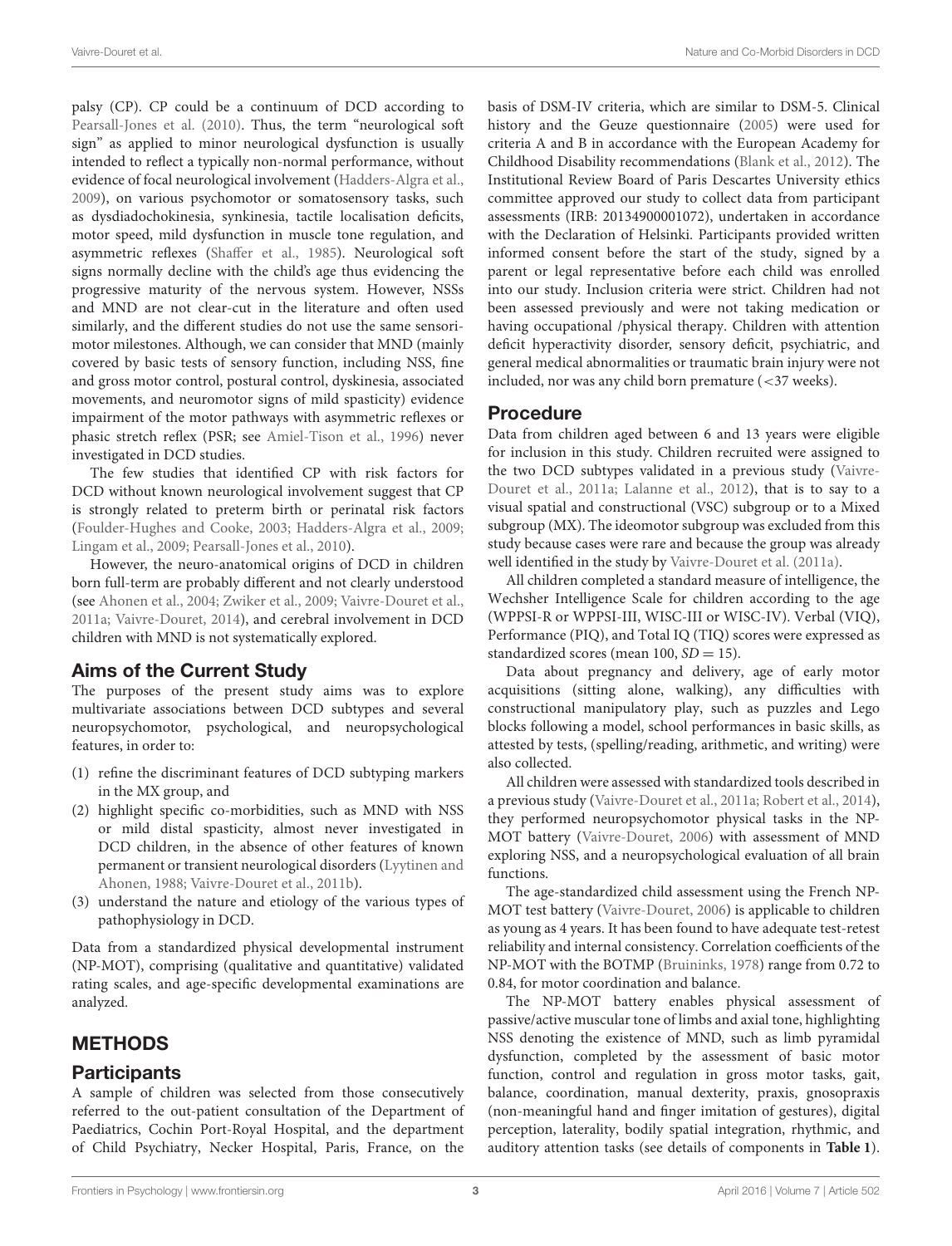palsy (CP). CP could be a continuum of DCD according to Pearsall-Jones et al. (2010). Thus, the term "neurological soft sign" as applied to minor neurological dysfunction is usually intended to reflect a typically non-normal performance, without evidence of focal neurological involvement (Hadders-Algra et al., 2009), on various psychomotor or somatosensory tasks, such as dysdiadochokinesia, synkinesia, tactile localisation deficits, motor speed, mild dysfunction in muscle tone regulation, and asymmetric reflexes (Shaffer et al., 1985). Neurological soft signs normally decline with the child's age thus evidencing the progressive maturity of the nervous system. However, NSSs and MND are not clear-cut in the literature and often used similarly, and the different studies do not use the same sensori-motor milestones. Although, we can consider that MND (mainly covered by basic tests of sensory function, including NSS, fine and gross motor control, postural control, dyskinesia, associated movements, and neuromotor signs of mild spasticity) evidence impairment of the motor pathways with asymmetric reflexes or phasic stretch reflex (PSR; see Amiel-Tison et al., 1996) never investigated in DCD studies.

The few studies that identified CP with risk factors for DCD without known neurological involvement suggest that CP is strongly related to preterm birth or perinatal risk factors (Foulder-Hughes and Cooke, 2003; Hadders-Algra et al., 2009; Lingam et al., 2009; Pearsall-Jones et al., 2010).

However, the neuro-anatomical origins of DCD in children born full-term are probably different and not clearly understood (see Ahonen et al., 2004; Zwiker et al., 2009; Vaivre-Douret et al., 2011a; Vaivre-Douret, 2014), and cerebral involvement in DCD children with MND is not systematically explored.

## Aims of the Current Study

The purposes of the present study aims was to explore multivariate associations between DCD subtypes and several neuropsychomotor, psychological, and neuropsychological features, in order to:

(1) refine the discriminant features of DCD subtyping markers in the MX group, and
(2) highlight specific co-morbidities, such as MND with NSS or mild distal spasticity, almost never investigated in DCD children, in the absence of other features of known permanent or transient neurological disorders (Lyytinen and Ahonen, 1988; Vaivre-Douret et al., 2011b).
(3) understand the nature and etiology of the various types of pathophysiology in DCD.

Data from a standardized physical developmental instrument (NP-MOT), comprising (qualitative and quantitative) validated rating scales, and age-specific developmental examinations are analyzed.

# METHODS

## Participants

A sample of children was selected from those consecutively referred to the out-patient consultation of the Department of Paediatrics, Cochin Port-Royal Hospital, and the department of Child Psychiatry, Necker Hospital, Paris, France, on the basis of DSM-IV criteria, which are similar to DSM-5. Clinical history and the Geuze questionnaire (2005) were used for criteria A and B in accordance with the European Academy for Childhood Disability recommendations (Blank et al., 2012). The Institutional Review Board of Paris Descartes University ethics committee approved our study to collect data from participant assessments (IRB: 20134900001072), undertaken in accordance with the Declaration of Helsinki. Participants provided written informed consent before the start of the study, signed by a parent or legal representative before each child was enrolled into our study. Inclusion criteria were strict. Children had not been assessed previously and were not taking medication or having occupational /physical therapy. Children with attention deficit hyperactivity disorder, sensory deficit, psychiatric, and general medical abnormalities or traumatic brain injury were not included, nor was any child born premature (<37 weeks).

## Procedure

Data from children aged between 6 and 13 years were eligible for inclusion in this study. Children recruited were assigned to the two DCD subtypes validated in a previous study (Vaivre-Douret et al., 2011a; Lalanne et al., 2012), that is to say to a visual spatial and constructional (VSC) subgroup or to a Mixed subgroup (MX). The ideomotor subgroup was excluded from this study because cases were rare and because the group was already well identified in the study by Vaivre-Douret et al. (2011a).

All children completed a standard measure of intelligence, the Wechsher Intelligence Scale for children according to the age (WPPSI-R or WPPSI-III, WISC-III or WISC-IV). Verbal (VIQ), Performance (PIQ), and Total IQ (TIQ) scores were expressed as standardized scores (mean 100, *SD* = 15).

Data about pregnancy and delivery, age of early motor acquisitions (sitting alone, walking), any difficulties with constructional manipulatory play, such as puzzles and Lego blocks following a model, school performances in basic skills, as attested by tests, (spelling/reading, arithmetic, and writing) were also collected.

All children were assessed with standardized tools described in a previous study (Vaivre-Douret et al., 2011a; Robert et al., 2014), they performed neuropsychomotor physical tasks in the NP-MOT battery (Vaivre-Douret, 2006) with assessment of MND exploring NSS, and a neuropsychological evaluation of all brain functions.

The age-standardized child assessment using the French NP-MOT test battery (Vaivre-Douret, 2006) is applicable to children as young as 4 years. It has been found to have adequate test-retest reliability and internal consistency. Correlation coefficients of the NP-MOT with the BOTMP (Bruininks, 1978) range from 0.72 to 0.84, for motor coordination and balance.

The NP-MOT battery enables physical assessment of passive/active muscular tone of limbs and axial tone, highlighting NSS denoting the existence of MND, such as limb pyramidal dysfunction, completed by the assessment of basic motor function, control and regulation in gross motor tasks, gait, balance, coordination, manual dexterity, praxis, gnosopraxis (non-meaningful hand and finger imitation of gestures), digital perception, laterality, bodily spatial integration, rhythmic, and auditory attention tasks (see details of components in **Table 1**).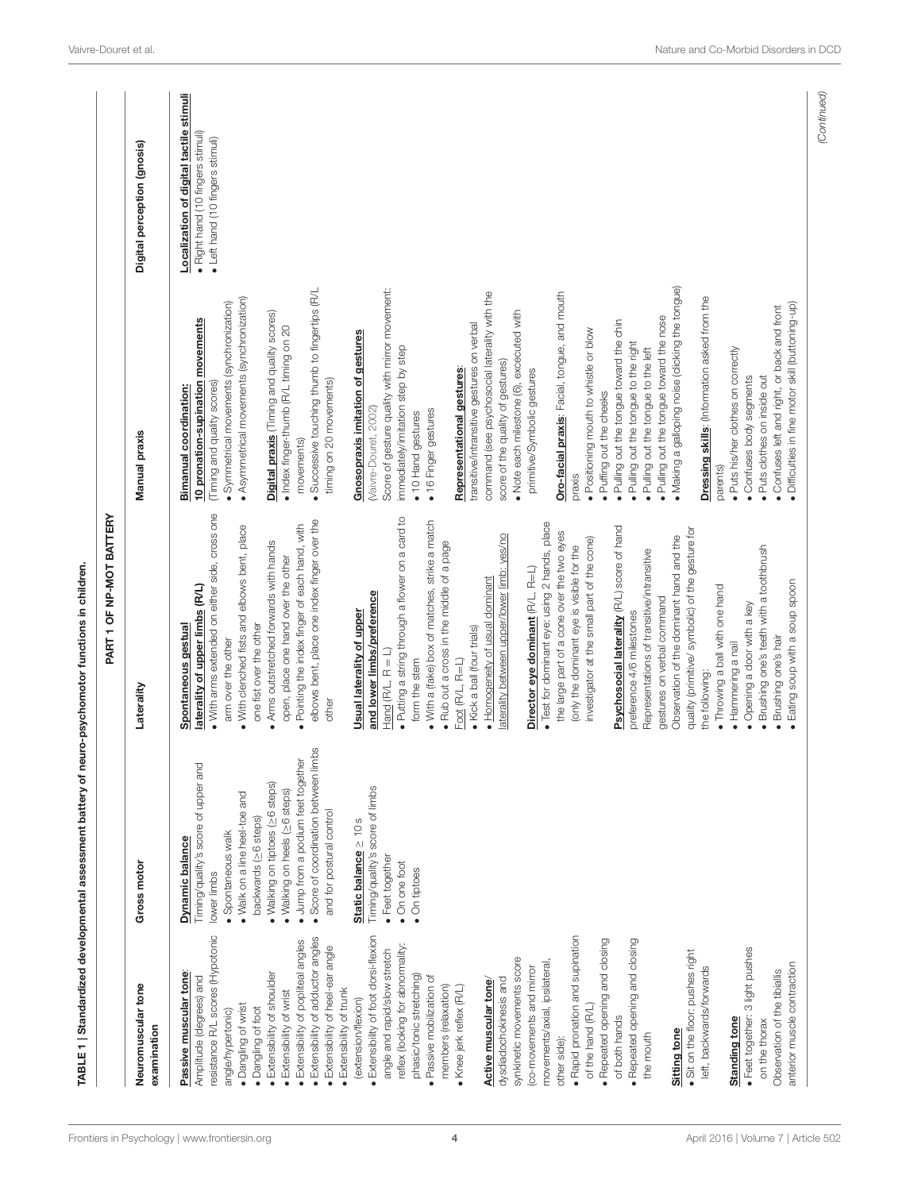TABLE 1 | Standardized developmental assessment battery of neuro-psychomotor functions in children.

| PART 1 OF NP-MOT BATTERY | | | | |
|---|---|---|---|---|
| **Neuromuscular tone examination** | **Gross motor** | **Laterality** | **Manual praxis** | **Digital perception (gnosis)** |
| <u>Passive muscular tone</u>: Amplitude (degrees) and resistance R/L scores (Hypotonic angle/hypertonic)<br>• Dangling of wrist<br>• Dangling of foot<br>• Extensibility of shoulder<br>• Extensibility of wrist<br>• Extensibility of popliteal angles<br>• Extensibility of adductor angles<br>• Extensibility of heel-ear angle<br>• Extensibility of trunk (extension/flexion)<br>• Extensibility of foot dorsi-flexion angle and rapid/slow stretch reflex (looking for abnormality: phasic/tonic stretching)<br>• Passive mobilization of members (relaxation)<br>• Knee jerk reflex (R/L)<br><br><u>Active muscular tone</u>/ dysdiadochokinesis and synkinetic movements score (co-movements and mirror movements/axial, ipsilateral, other side):<br>• Rapid pronation and supination of the hand (R/L)<br>• Repeated opening and closing of both hands<br>• Repeated opening and closing the mouth<br><br><u>Sitting tone</u><br>• Sit on the floor: pushes right left, backwards/forwards<br><br><u>Standing tone</u><br>• Feet together: 3 light pushes on the thorax<br>Observation of the tibiallis anterior muscle contraction | <u>Dynamic balance</u><br>Timing/quality's score of upper and lower limbs<br>• Spontaneous walk<br>• Walk on a line heel-toe and backwards (≥6 steps)<br>• Walking on tiptoes (≥6 steps)<br>• Walking on heels (≥6 steps)<br>• Jump from a podium feet together<br>• Score of coordination between limbs and for postural control<br><br><u>Static balance</u> ≥ 10 s<br>Timing/quality's score of limbs<br>• Feet together<br>• On one foot<br>• On tiptoes | <u>Spontaneous gestual laterality of upper limbs (R/L)</u><br>• With arms extended on either side, cross one arm over the other<br>• With clenched fists and elbows bent, place one fist over the other<br>• Arms outstretched forwards with hands open, place one hand over the other<br>• Pointing the index finger of each hand, with elbows bent, place one index finger over the other<br><br><u>Usual laterality of upper and lower limbs/preference</u><br><u>Hand</u> (R/L, R = L)<br>• Putting a string through a flower on a card to form the stem<br>• With a (fake) box of matches, strike a match<br>• Rub out a cross in the middle of a page<br><u>Foot</u> (R/L, R=L)<br>• Kick a ball (four trials)<br>• <u>Homogeneity of usual dominant laterality between upper/lower limb: yes/no</u><br><br><u>Director eye dominant</u> (R/L, R=L)<br>• Test for dominant eye: using 2 hands, place the large part of a cone over the two eyes (only the dominant eye is visible for the investigator at the small part of the cone)<br><br><u>Psychosocial laterality</u> (R/L) score of hand preference 4/6 milestones<br>Representations of transitive/intransitive gestures on verbal command<br>Observation of the dominant hand and the quality (primitive/ symbolic) of the gesture for the following:<br>• Throwing a ball with one hand<br>• Hammering a nail<br>• Opening a door with a key<br>• Brushing one's teeth with a toothbrush<br>• Brushing one's hair<br>• Eating soup with a soup spoon | <u>Bimanual coordination</u>:<br><u>10 pronation-supination movements</u> (Timing and quality scores)<br>• Symmetrical movements (synchronization)<br>• Asymmetrical movements (synchronization)<br><br><u>Digital praxis</u> (Timing and quality scores)<br>• Index finger-thumb (R/L timing on 20 movements)<br>• Successive touching thumb to fingertips (R/L timing on 20 movements)<br><br><u>Gnosopraxis imitation of gestures</u> (Vaivre-Douret, 2002)<br>Score of gesture quality with mirror movement: immediately/imitation step by step<br>• 10 Hand gestures<br>• 16 Finger gestures<br><br><u>Representational gestures</u>: transitive/intransitive gestures on verbal command (see psychosocial laterality with the score of the quality of gestures)<br>• Note each milestone (6), excecuted with primitive/Symbolic gestures<br><br><u>Oro-facial praxis</u>: Facial, tongue, and mouth praxis<br>• Positioning mouth to whistle or blow<br>• Puffing out the cheeks<br>• Pulling out the tongue toward the chin<br>• Pulling out the tongue to the right<br>• Pulling out the tongue to the left<br>• Pulling out the tongue toward the nose<br>• Making a galloping noise (clicking the tongue)<br><br><u>Dressing skills</u>: (Information asked from the parents)<br>• Puts his/her clothes on correctly<br>• Confuses body segments<br>• Puts clothes on inside out<br>• Confuses left and right, or back and front<br>• Difficulties in fine motor skill (buttoning-up) | **<u>Localization of digital tactile stimuli</u>**<br>• Right hand (10 fingers stimuli)<br>• Left hand (10 fingers stimuli) |

*(Continued)*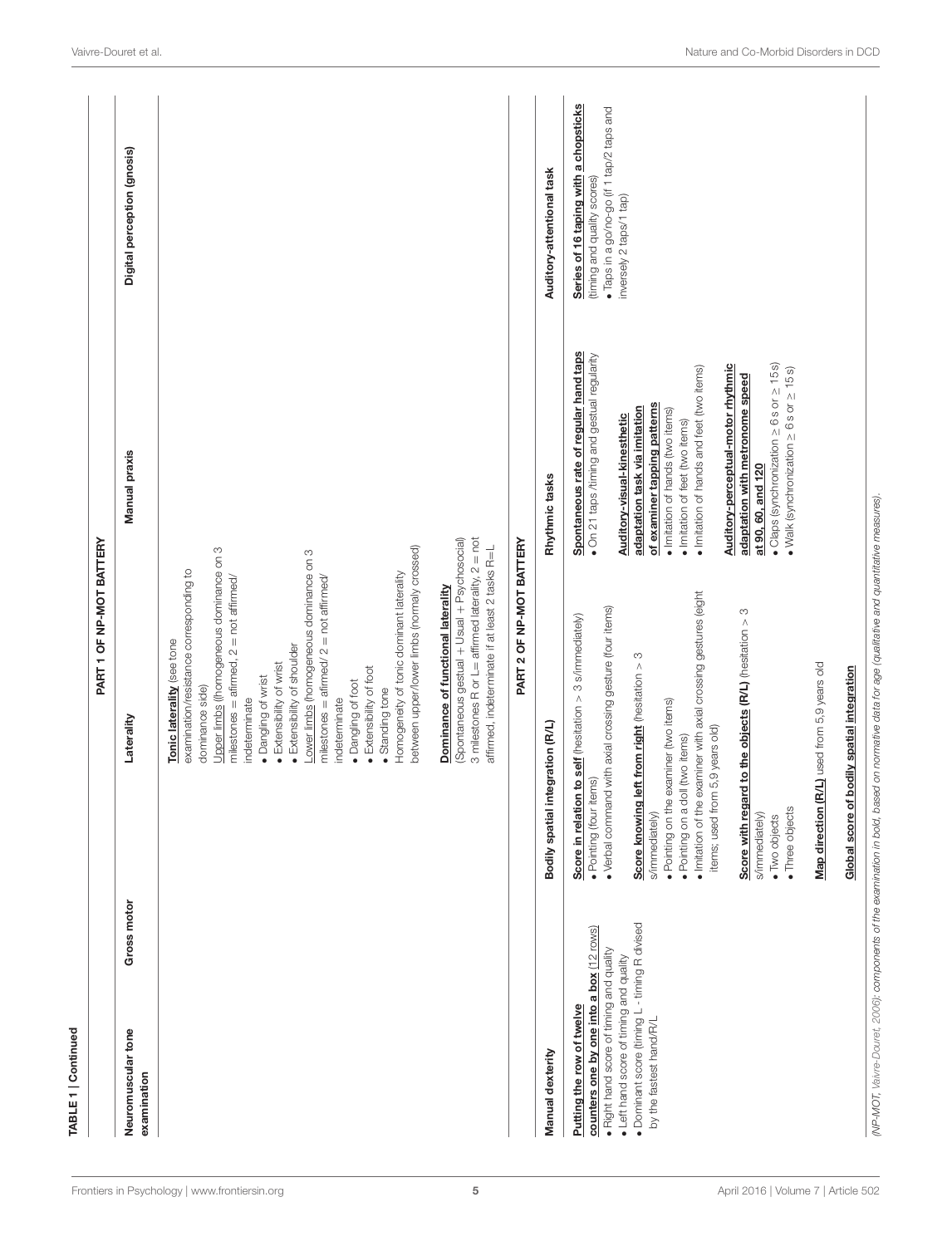**TABLE 1 | Continued**

**PART 1 OF NP-MOT BATTERY**

| Neuromuscular tone examination | Gross motor | Laterality | Manual praxis | Digital perception (gnosis) |
|---|---|---|---|---|
| | | **Tonic laterality** (see tone examination/resistance corresponding to dominance side)<br>Upper limbs (homogeneous dominance on 3 milestones = afirmed, 2 = not affirmed/ indeterminate<br>• Dangling of wrist<br>• Extensibility of wrist<br>• Extensibility of shoulder<br>Lower limbs (homogeneous dominance on 3 milestones = afirmed/ 2 = not affirmed/ indeterminate<br>• Dangling of foot<br>• Extensibility of foot<br>• Standing tone<br>Homogeneity of tonic dominant laterality between upper/lower limbs (normaly crossed)<br><br>**Dominance of functional laterality**<br>(Spontaneous gestual + Usual + Psychosocial) 3 milestones R or L= affirmed laterality, 2 = not affirmed, indeterminate if at least 2 tasks R=L | | |

**PART 2 OF NP-MOT BATTERY**

| Manual dexterity | Bodily spatial integration (R/L) | Rhythmic tasks | Auditory-attentional task |
|---|---|---|---|
| **Putting the row of twelve counters one by one into a box** (12 rows)<br>• Right hand score of timing and quality<br>• Left hand score of timing and quality<br>• Dominant score (timing L - timing R divised by the fastest hand/R/L | **Score in relation to self** (hesitation > 3 s/immediately)<br>• Pointing (four items)<br>• Verbal command with axial crossing gesture (four items)<br><br>**Score knowing left from right** (hesitation > 3 s/immediately)<br>• Pointing on the examiner (two items)<br>• Pointing on a doll (two items)<br>• Imitation of the examiner with axial crossing gestures (eight items; used from 5,9 years old)<br><br>**Score with regard to the objects (R/L)** (hesitation > 3 s/immediately)<br>• Two objects<br>• Three objects<br><br>**Map direction (R/L)** used from 5,9 years old<br><br>**Global score of bodily spatial integration** | **Spontaneous rate of regular hand taps**<br>• On 21 taps /timing and gestual regularity<br><br>**Auditory-visual-kinesthetic adaptation task via imitation of examiner tapping patterns**<br>• Imitation of hands (two items)<br>• Imitation of feet (two items)<br>• Imitation of hands and feet (two items)<br><br>**Auditory-perceptual-motor rhythmic adaptation with metronome speed at 90, 60, and 120**<br>• Claps (synchronization $\geq$ 6 s or $\geq$ 15 s)<br>• Walk (synchronization $\geq$ 6 s or $\geq$ 15 s) | **Series of 16 taping with a chopsticks** (timing and quality scores)<br>• Taps in a go/no-go (if 1 tap/2 taps and inversely 2 taps/1 tap) |

(NP-MOT, Vaivre-Douret, 2006): components of the examination in bold, based on normative data for age (qualitative and quantitative measures).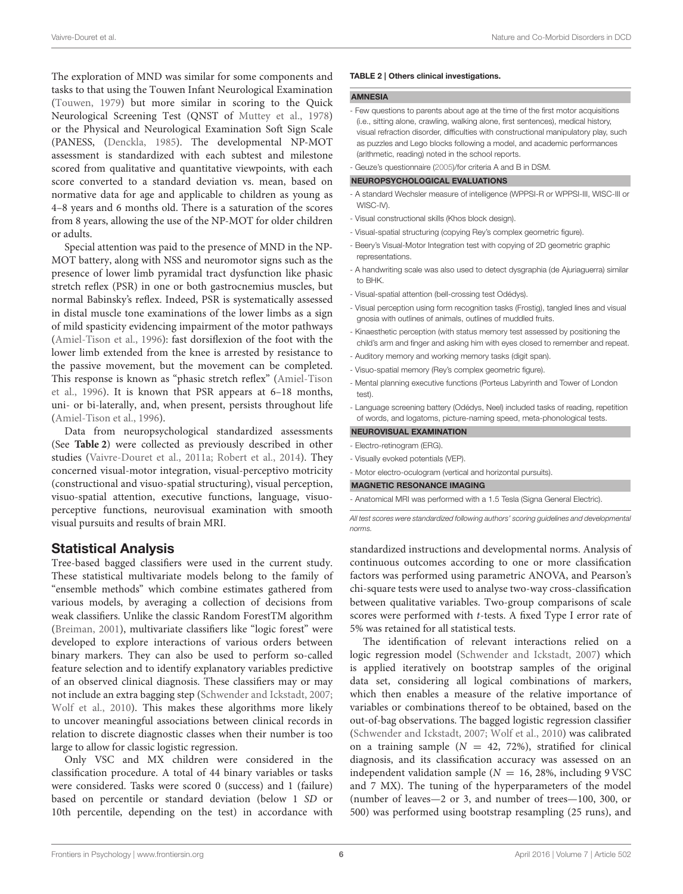The exploration of MND was similar for some components and tasks to that using the Touwen Infant Neurological Examination (Touwen, 1979) but more similar in scoring to the Quick Neurological Screening Test (QNST of Muttey et al., 1978) or the Physical and Neurological Examination Soft Sign Scale (PANESS, (Denckla, 1985). The developmental NP-MOT assessment is standardized with each subtest and milestone scored from qualitative and quantitative viewpoints, with each score converted to a standard deviation vs. mean, based on normative data for age and applicable to children as young as 4–8 years and 6 months old. There is a saturation of the scores from 8 years, allowing the use of the NP-MOT for older children or adults.

Special attention was paid to the presence of MND in the NP-MOT battery, along with NSS and neuromotor signs such as the presence of lower limb pyramidal tract dysfunction like phasic stretch reflex (PSR) in one or both gastrocnemius muscles, but normal Babinsky's reflex. Indeed, PSR is systematically assessed in distal muscle tone examinations of the lower limbs as a sign of mild spasticity evidencing impairment of the motor pathways (Amiel-Tison et al., 1996): fast dorsiflexion of the foot with the lower limb extended from the knee is arrested by resistance to the passive movement, but the movement can be completed. This response is known as "phasic stretch reflex" (Amiel-Tison et al., 1996). It is known that PSR appears at 6–18 months, uni- or bi-laterally, and, when present, persists throughout life (Amiel-Tison et al., 1996).

Data from neuropsychological standardized assessments (See **Table 2**) were collected as previously described in other studies (Vaivre-Douret et al., 2011a; Robert et al., 2014). They concerned visual-motor integration, visual-perceptivo motricity (constructional and visuo-spatial structuring), visual perception, visuo-spatial attention, executive functions, language, visuo-perceptive functions, neurovisual examination with smooth visual pursuits and results of brain MRI.

**TABLE 2 | Others clinical investigations.**

| |
|---|
| **AMNESIA** |
| - Few questions to parents about age at the time of the first motor acquisitions (i.e., sitting alone, crawling, walking alone, first sentences), medical history, visual refraction disorder, difficulties with constructional manipulatory play, such as puzzles and Lego blocks following a model, and academic performances (arithmetic, reading) noted in the school reports. |
| - Geuze's questionnaire (2005)/for criteria A and B in DSM. |
| **NEUROPSYCHOLOGICAL EVALUATIONS** |
| - A standard Wechsler measure of intelligence (WPPSI-R or WPPSI-III, WISC-III or WISC-IV). |
| - Visual constructional skills (Khos block design). |
| - Visual-spatial structuring (copying Rey's complex geometric figure). |
| - Beery's Visual-Motor Integration test with copying of 2D geometric graphic representations. |
| - A handwriting scale was also used to detect dysgraphia (de Ajuriaguerra) similar to BHK. |
| - Visual-spatial attention (bell-crossing test Odédys). |
| - Visual perception using form recognition tasks (Frostig), tangled lines and visual gnosia with outlines of animals, outlines of muddled fruits. |
| - Kinaesthetic perception (with status memory test assessed by positioning the child's arm and finger and asking him with eyes closed to remember and repeat. |
| - Auditory memory and working memory tasks (digit span). |
| - Visuo-spatial memory (Rey's complex geometric figure). |
| - Mental planning executive functions (Porteus Labyrinth and Tower of London test). |
| - Language screening battery (Odédys, Neel) included tasks of reading, repetition of words, and logatoms, picture-naming speed, meta-phonological tests. |
| **NEUROVISUAL EXAMINATION** |
| - Electro-retinogram (ERG). |
| - Visually evoked potentials (VEP). |
| - Motor electro-oculogram (vertical and horizontal pursuits). |
| **MAGNETIC RESONANCE IMAGING** |
| - Anatomical MRI was performed with a 1.5 Tesla (Signa General Electric). |

*All test scores were standardized following authors' scoring guidelines and developmental norms.*

## Statistical Analysis

Tree-based bagged classifiers were used in the current study. These statistical multivariate models belong to the family of "ensemble methods" which combine estimates gathered from various models, by averaging a collection of decisions from weak classifiers. Unlike the classic Random ForestTM algorithm (Breiman, 2001), multivariate classifiers like "logic forest" were developed to explore interactions of various orders between binary markers. They can also be used to perform so-called feature selection and to identify explanatory variables predictive of an observed clinical diagnosis. These classifiers may or may not include an extra bagging step (Schwender and Ickstadt, 2007; Wolf et al., 2010). This makes these algorithms more likely to uncover meaningful associations between clinical records in relation to discrete diagnostic classes when their number is too large to allow for classic logistic regression.

Only VSC and MX children were considered in the classification procedure. A total of 44 binary variables or tasks were considered. Tasks were scored 0 (success) and 1 (failure) based on percentile or standard deviation (below 1 *SD* or 10th percentile, depending on the test) in accordance with standardized instructions and developmental norms. Analysis of continuous outcomes according to one or more classification factors was performed using parametric ANOVA, and Pearson's chi-square tests were used to analyse two-way cross-classification between qualitative variables. Two-group comparisons of scale scores were performed with *t*-tests. A fixed Type I error rate of 5% was retained for all statistical tests.

The identification of relevant interactions relied on a logic regression model (Schwender and Ickstadt, 2007) which is applied iteratively on bootstrap samples of the original data set, considering all logical combinations of markers, which then enables a measure of the relative importance of variables or combinations thereof to be obtained, based on the out-of-bag observations. The bagged logistic regression classifier (Schwender and Ickstadt, 2007; Wolf et al., 2010) was calibrated on a training sample ($N = 42$, 72%), stratified for clinical diagnosis, and its classification accuracy was assessed on an independent validation sample ($N = 16$, 28%, including 9 VSC and 7 MX). The tuning of the hyperparameters of the model (number of leaves—2 or 3, and number of trees—100, 300, or 500) was performed using bootstrap resampling (25 runs), and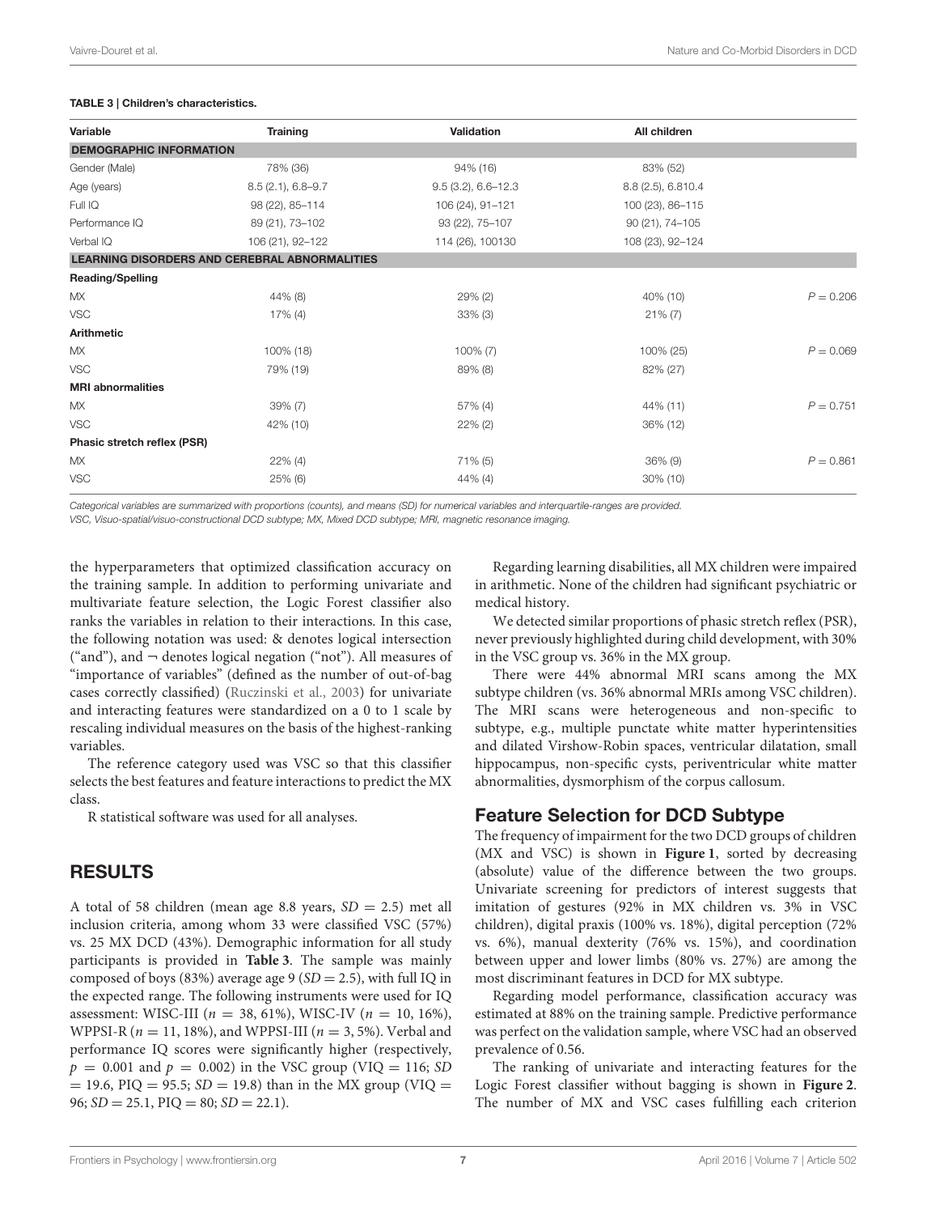**TABLE 3 | Children's characteristics.**

| Variable | Training | Validation | All children | |
|---|---|---|---|---|
| **DEMOGRAPHIC INFORMATION** | | | | |
| Gender (Male) | 78% (36) | 94% (16) | 83% (52) | |
| Age (years) | 8.5 (2.1), 6.8–9.7 | 9.5 (3.2), 6.6–12.3 | 8.8 (2.5), 6.810.4 | |
| Full IQ | 98 (22), 85–114 | 106 (24), 91–121 | 100 (23), 86–115 | |
| Performance IQ | 89 (21), 73–102 | 93 (22), 75–107 | 90 (21), 74–105 | |
| Verbal IQ | 106 (21), 92–122 | 114 (26), 100130 | 108 (23), 92–124 | |
| **LEARNING DISORDERS AND CEREBRAL ABNORMALITIES** | | | | |
| **Reading/Spelling** | | | | |
| MX | 44% (8) | 29% (2) | 40% (10) | $P = 0.206$ |
| VSC | 17% (4) | 33% (3) | 21% (7) | |
| **Arithmetic** | | | | |
| MX | 100% (18) | 100% (7) | 100% (25) | $P = 0.069$ |
| VSC | 79% (19) | 89% (8) | 82% (27) | |
| **MRI abnormalities** | | | | |
| MX | 39% (7) | 57% (4) | 44% (11) | $P = 0.751$ |
| VSC | 42% (10) | 22% (2) | 36% (12) | |
| **Phasic stretch reflex (PSR)** | | | | |
| MX | 22% (4) | 71% (5) | 36% (9) | $P = 0.861$ |
| VSC | 25% (6) | 44% (4) | 30% (10) | |

*Categorical variables are summarized with proportions (counts), and means (SD) for numerical variables and interquartile-ranges are provided.*
*VSC, Visuo-spatial/visuo-constructional DCD subtype; MX, Mixed DCD subtype; MRI, magnetic resonance imaging.*

the hyperparameters that optimized classification accuracy on the training sample. In addition to performing univariate and multivariate feature selection, the Logic Forest classifier also ranks the variables in relation to their interactions. In this case, the following notation was used: & denotes logical intersection ("and"), and ¬ denotes logical negation ("not"). All measures of "importance of variables" (defined as the number of out-of-bag cases correctly classified) (Ruczinski et al., 2003) for univariate and interacting features were standardized on a 0 to 1 scale by rescaling individual measures on the basis of the highest-ranking variables.

The reference category used was VSC so that this classifier selects the best features and feature interactions to predict the MX class.

R statistical software was used for all analyses.

## RESULTS

A total of 58 children (mean age 8.8 years, $SD = 2.5$) met all inclusion criteria, among whom 33 were classified VSC (57%) vs. 25 MX DCD (43%). Demographic information for all study participants is provided in **Table 3**. The sample was mainly composed of boys (83%) average age 9 ($SD = 2.5$), with full IQ in the expected range. The following instruments were used for IQ assessment: WISC-III ($n = 38$, 61%), WISC-IV ($n = 10$, 16%), WPPSI-R ($n = 11$, 18%), and WPPSI-III ($n = 3$, 5%). Verbal and performance IQ scores were significantly higher (respectively, $p = 0.001$ and $p = 0.002$) in the VSC group (VIQ = 116; $SD = 19.6$, PIQ = 95.5; $SD = 19.8$) than in the MX group (VIQ = 96; $SD = 25.1$, PIQ = 80; $SD = 22.1$).

Regarding learning disabilities, all MX children were impaired in arithmetic. None of the children had significant psychiatric or medical history.

We detected similar proportions of phasic stretch reflex (PSR), never previously highlighted during child development, with 30% in the VSC group vs. 36% in the MX group.

There were 44% abnormal MRI scans among the MX subtype children (vs. 36% abnormal MRIs among VSC children). The MRI scans were heterogeneous and non-specific to subtype, e.g., multiple punctate white matter hyperintensities and dilated Virshow-Robin spaces, ventricular dilatation, small hippocampus, non-specific cysts, periventricular white matter abnormalities, dysmorphism of the corpus callosum.

### Feature Selection for DCD Subtype

The frequency of impairment for the two DCD groups of children (MX and VSC) is shown in **Figure 1**, sorted by decreasing (absolute) value of the difference between the two groups. Univariate screening for predictors of interest suggests that imitation of gestures (92% in MX children vs. 3% in VSC children), digital praxis (100% vs. 18%), digital perception (72% vs. 6%), manual dexterity (76% vs. 15%), and coordination between upper and lower limbs (80% vs. 27%) are among the most discriminant features in DCD for MX subtype.

Regarding model performance, classification accuracy was estimated at 88% on the training sample. Predictive performance was perfect on the validation sample, where VSC had an observed prevalence of 0.56.

The ranking of univariate and interacting features for the Logic Forest classifier without bagging is shown in **Figure 2**. The number of MX and VSC cases fulfilling each criterion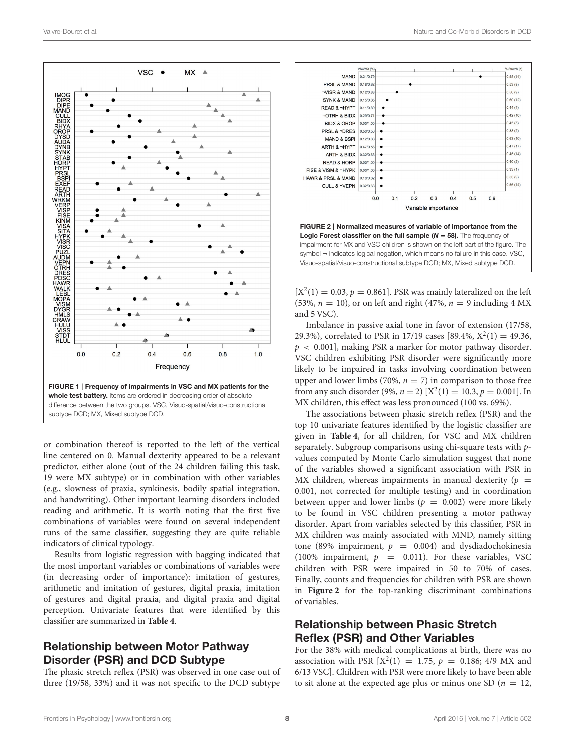FIGURE 1 | Frequency of impairments in VSC and MX patients for the whole test battery. Items are ordered in decreasing order of absolute difference between the two groups. VSC, Visuo-spatial/visuo-constructional subtype DCD; MX, Mixed subtype DCD.

FIGURE 2 | Normalized measures of variable of importance from the Logic Forest classifier on the full sample ($N = 58$). The frequency of impairment for MX and VSC children is shown on the left part of the figure. The symbol ¬ indicates logical negation, which means no failure in this case. VSC, Visuo-spatial/visuo-constructional subtype DCD; MX, Mixed subtype DCD.

or combination thereof is reported to the left of the vertical line centered on 0. Manual dexterity appeared to be a relevant predictor, either alone (out of the 24 children failing this task, 19 were MX subtype) or in combination with other variables (e.g., slowness of praxia, synkinesis, bodily spatial integration, and handwriting). Other important learning disorders included reading and arithmetic. It is worth noting that the first five combinations of variables were found on several independent runs of the same classifier, suggesting they are quite reliable indicators of clinical typology.

Results from logistic regression with bagging indicated that the most important variables or combinations of variables were (in decreasing order of importance): imitation of gestures, arithmetic and imitation of gestures, digital praxia, imitation of gestures and digital praxia, and digital praxia and digital perception. Univariate features that were identified by this classifier are summarized in **Table 4**.

## Relationship between Motor Pathway Disorder (PSR) and DCD Subtype

The phasic stretch reflex (PSR) was observed in one case out of three (19/58, 33%) and it was not specific to the DCD subtype [$X^2(1) = 0.03$, $p = 0.861$]. PSR was mainly lateralized on the left (53%, $n = 10$), or on left and right (47%, $n = 9$ including 4 MX and 5 VSC).

Imbalance in passive axial tone in favor of extension (17/58, 29.3%), correlated to PSR in 17/19 cases [89.4%, $X^2(1) = 49.36$, $p < 0.001$], making PSR a marker for motor pathway disorder. VSC children exhibiting PSR disorder were significantly more likely to be impaired in tasks involving coordination between upper and lower limbs (70%, $n = 7$) in comparison to those free from any such disorder (9%, $n = 2$) [$X^2(1) = 10.3$, $p = 0.001$]. In MX children, this effect was less pronounced (100 vs. 69%).

The associations between phasic stretch reflex (PSR) and the top 10 univariate features identified by the logistic classifier are given in **Table 4**, for all children, for VSC and MX children separately. Subgroup comparisons using chi-square tests with $p$-values computed by Monte Carlo simulation suggest that none of the variables showed a significant association with PSR in MX children, whereas impairments in manual dexterity ($p = 0.001$, not corrected for multiple testing) and in coordination between upper and lower limbs ($p = 0.002$) were more likely to be found in VSC children presenting a motor pathway disorder. Apart from variables selected by this classifier, PSR in MX children was mainly associated with MND, namely sitting tone (89% impairment, $p = 0.004$) and dysdiadochokinesia (100% impairment, $p = 0.011$). For these variables, VSC children with PSR were impaired in 50 to 70% of cases. Finally, counts and frequencies for children with PSR are shown in **Figure 2** for the top-ranking discriminant combinations of variables.

## Relationship between Phasic Stretch Reflex (PSR) and Other Variables

For the 38% with medical complications at birth, there was no association with PSR [$X^2(1) = 1.75$, $p = 0.186$; 4/9 MX and 6/13 VSC]. Children with PSR were more likely to have been able to sit alone at the expected age plus or minus one SD ($n = 12$,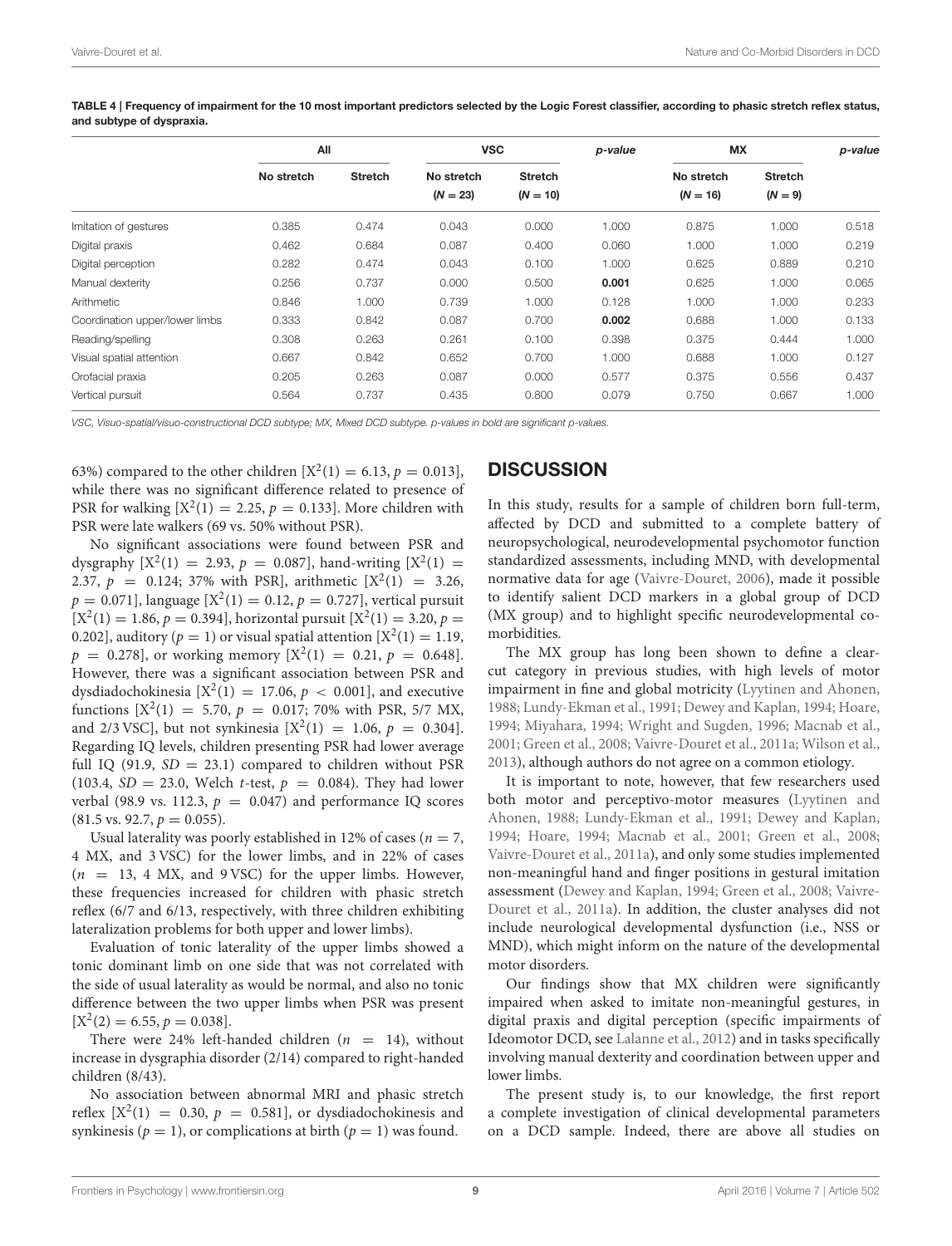**TABLE 4 | Frequency of impairment for the 10 most important predictors selected by the Logic Forest classifier, according to phasic stretch reflex status, and subtype of dyspraxia.**

| | All | | VSC | | *p*-value | MX | | *p*-value |
|---|---|---|---|---|---|---|---|---|
| | No stretch | Stretch | No stretch ($N = 23$) | Stretch ($N = 10$) | | No stretch ($N = 16$) | Stretch ($N = 9$) | |
| Imitation of gestures | 0.385 | 0.474 | 0.043 | 0.000 | 1.000 | 0.875 | 1.000 | 0.518 |
| Digital praxis | 0.462 | 0.684 | 0.087 | 0.400 | 0.060 | 1.000 | 1.000 | 0.219 |
| Digital perception | 0.282 | 0.474 | 0.043 | 0.100 | 1.000 | 0.625 | 0.889 | 0.210 |
| Manual dexterity | 0.256 | 0.737 | 0.000 | 0.500 | **0.001** | 0.625 | 1.000 | 0.065 |
| Arithmetic | 0.846 | 1.000 | 0.739 | 1.000 | 0.128 | 1.000 | 1.000 | 0.233 |
| Coordination upper/lower limbs | 0.333 | 0.842 | 0.087 | 0.700 | **0.002** | 0.688 | 1.000 | 0.133 |
| Reading/spelling | 0.308 | 0.263 | 0.261 | 0.100 | 0.398 | 0.375 | 0.444 | 1.000 |
| Visual spatial attention | 0.667 | 0.842 | 0.652 | 0.700 | 1.000 | 0.688 | 1.000 | 0.127 |
| Orofacial praxia | 0.205 | 0.263 | 0.087 | 0.000 | 0.577 | 0.375 | 0.556 | 0.437 |
| Vertical pursuit | 0.564 | 0.737 | 0.435 | 0.800 | 0.079 | 0.750 | 0.667 | 1.000 |

VSC, Visuo-spatial/visuo-constructional DCD subtype; MX, Mixed DCD subtype. p-values in bold are significant p-values.

63%) compared to the other children [$X^2(1) = 6.13$, $p = 0.013$], while there was no significant difference related to presence of PSR for walking [$X^2(1) = 2.25$, $p = 0.133$]. More children with PSR were late walkers (69 vs. 50% without PSR).

No significant associations were found between PSR and dysgraphy [$X^2(1) = 2.93$, $p = 0.087$], hand-writing [$X^2(1) = 2.37$, $p = 0.124$; 37% with PSR], arithmetic [$X^2(1) = 3.26$, $p = 0.071$], language [$X^2(1) = 0.12$, $p = 0.727$], vertical pursuit [$X^2(1) = 1.86$, $p = 0.394$], horizontal pursuit [$X^2(1) = 3.20$, $p = 0.202$], auditory ($p = 1$) or visual spatial attention [$X^2(1) = 1.19$, $p = 0.278$], or working memory [$X^2(1) = 0.21$, $p = 0.648$]. However, there was a significant association between PSR and dysdiadochokinesia [$X^2(1) = 17.06$, $p < 0.001$], and executive functions [$X^2(1) = 5.70$, $p = 0.017$; 70% with PSR, 5/7 MX, and 2/3 VSC], but not synkinesia [$X^2(1) = 1.06$, $p = 0.304$]. Regarding IQ levels, children presenting PSR had lower average full IQ (91.9, $SD = 23.1$) compared to children without PSR (103.4, $SD = 23.0$, Welch *t*-test, $p = 0.084$). They had lower verbal (98.9 vs. 112.3, $p = 0.047$) and performance IQ scores (81.5 vs. 92.7, $p = 0.055$).

Usual laterality was poorly established in 12% of cases ($n = 7$, 4 MX, and 3 VSC) for the lower limbs, and in 22% of cases ($n = 13$, 4 MX, and 9 VSC) for the upper limbs. However, these frequencies increased for children with phasic stretch reflex (6/7 and 6/13, respectively, with three children exhibiting lateralization problems for both upper and lower limbs).

Evaluation of tonic laterality of the upper limbs showed a tonic dominant limb on one side that was not correlated with the side of usual laterality as would be normal, and also no tonic difference between the two upper limbs when PSR was present [$X^2(2) = 6.55$, $p = 0.038$].

There were 24% left-handed children ($n = 14$), without increase in dysgraphia disorder (2/14) compared to right-handed children (8/43).

No association between abnormal MRI and phasic stretch reflex [$X^2(1) = 0.30$, $p = 0.581$], or dysdiadochokinesis and synkinesis ($p = 1$), or complications at birth ($p = 1$) was found.

## DISCUSSION

In this study, results for a sample of children born full-term, affected by DCD and submitted to a complete battery of neuropsychological, neurodevelopmental psychomotor function standardized assessments, including MND, with developmental normative data for age (Vaivre-Douret, 2006), made it possible to identify salient DCD markers in a global group of DCD (MX group) and to highlight specific neurodevelopmental co-morbidities.

The MX group has long been shown to define a clear-cut category in previous studies, with high levels of motor impairment in fine and global motricity (Lyytinen and Ahonen, 1988; Lundy-Ekman et al., 1991; Dewey and Kaplan, 1994; Hoare, 1994; Miyahara, 1994; Wright and Sugden, 1996; Macnab et al., 2001; Green et al., 2008; Vaivre-Douret et al., 2011a; Wilson et al., 2013), although authors do not agree on a common etiology.

It is important to note, however, that few researchers used both motor and perceptivo-motor measures (Lyytinen and Ahonen, 1988; Lundy-Ekman et al., 1991; Dewey and Kaplan, 1994; Hoare, 1994; Macnab et al., 2001; Green et al., 2008; Vaivre-Douret et al., 2011a), and only some studies implemented non-meaningful hand and finger positions in gestural imitation assessment (Dewey and Kaplan, 1994; Green et al., 2008; Vaivre-Douret et al., 2011a). In addition, the cluster analyses did not include neurological developmental dysfunction (i.e., NSS or MND), which might inform on the nature of the developmental motor disorders.

Our findings show that MX children were significantly impaired when asked to imitate non-meaningful gestures, in digital praxis and digital perception (specific impairments of Ideomotor DCD, see Lalanne et al., 2012) and in tasks specifically involving manual dexterity and coordination between upper and lower limbs.

The present study is, to our knowledge, the first report a complete investigation of clinical developmental parameters on a DCD sample. Indeed, there are above all studies on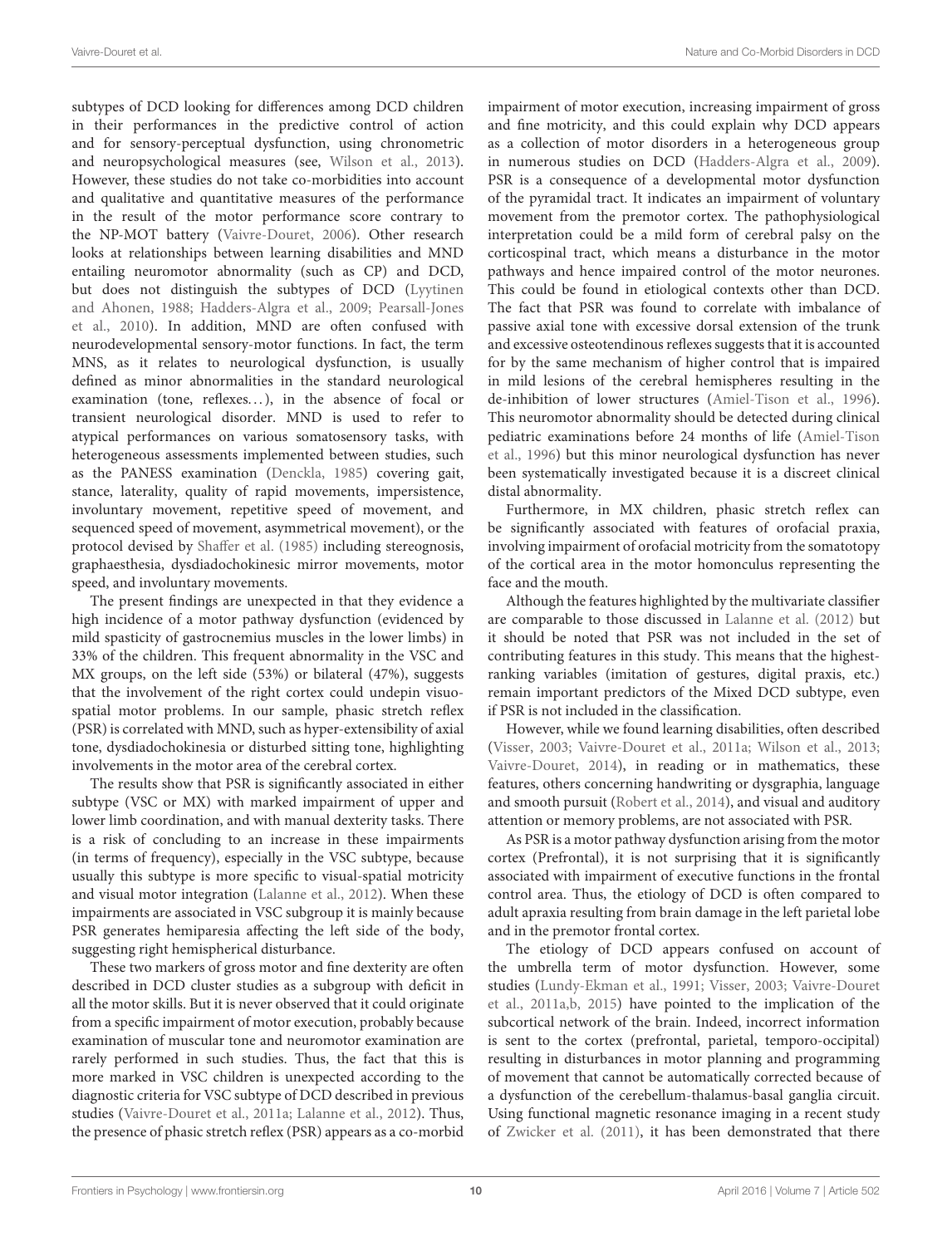subtypes of DCD looking for differences among DCD children in their performances in the predictive control of action and for sensory-perceptual dysfunction, using chronometric and neuropsychological measures (see, Wilson et al., 2013). However, these studies do not take co-morbidities into account and qualitative and quantitative measures of the performance in the result of the motor performance score contrary to the NP-MOT battery (Vaivre-Douret, 2006). Other research looks at relationships between learning disabilities and MND entailing neuromotor abnormality (such as CP) and DCD, but does not distinguish the subtypes of DCD (Lyytinen and Ahonen, 1988; Hadders-Algra et al., 2009; Pearsall-Jones et al., 2010). In addition, MND are often confused with neurodevelopmental sensory-motor functions. In fact, the term MNS, as it relates to neurological dysfunction, is usually defined as minor abnormalities in the standard neurological examination (tone, reflexes…), in the absence of focal or transient neurological disorder. MND is used to refer to atypical performances on various somatosensory tasks, with heterogeneous assessments implemented between studies, such as the PANESS examination (Denckla, 1985) covering gait, stance, laterality, quality of rapid movements, impersistence, involuntary movement, repetitive speed of movement, and sequenced speed of movement, asymmetrical movement), or the protocol devised by Shaffer et al. (1985) including stereognosis, graphaesthesia, dysdiadochokinesic mirror movements, motor speed, and involuntary movements.

The present findings are unexpected in that they evidence a high incidence of a motor pathway dysfunction (evidenced by mild spasticity of gastrocnemius muscles in the lower limbs) in 33% of the children. This frequent abnormality in the VSC and MX groups, on the left side (53%) or bilateral (47%), suggests that the involvement of the right cortex could undepin visuo-spatial motor problems. In our sample, phasic stretch reflex (PSR) is correlated with MND, such as hyper-extensibility of axial tone, dysdiadochokinesia or disturbed sitting tone, highlighting involvements in the motor area of the cerebral cortex.

The results show that PSR is significantly associated in either subtype (VSC or MX) with marked impairment of upper and lower limb coordination, and with manual dexterity tasks. There is a risk of concluding to an increase in these impairments (in terms of frequency), especially in the VSC subtype, because usually this subtype is more specific to visual-spatial motricity and visual motor integration (Lalanne et al., 2012). When these impairments are associated in VSC subgroup it is mainly because PSR generates hemiparesia affecting the left side of the body, suggesting right hemispherical disturbance.

These two markers of gross motor and fine dexterity are often described in DCD cluster studies as a subgroup with deficit in all the motor skills. But it is never observed that it could originate from a specific impairment of motor execution, probably because examination of muscular tone and neuromotor examination are rarely performed in such studies. Thus, the fact that this is more marked in VSC children is unexpected according to the diagnostic criteria for VSC subtype of DCD described in previous studies (Vaivre-Douret et al., 2011a; Lalanne et al., 2012). Thus, the presence of phasic stretch reflex (PSR) appears as a co-morbid impairment of motor execution, increasing impairment of gross and fine motricity, and this could explain why DCD appears as a collection of motor disorders in a heterogeneous group in numerous studies on DCD (Hadders-Algra et al., 2009). PSR is a consequence of a developmental motor dysfunction of the pyramidal tract. It indicates an impairment of voluntary movement from the premotor cortex. The pathophysiological interpretation could be a mild form of cerebral palsy on the corticospinal tract, which means a disturbance in the motor pathways and hence impaired control of the motor neurones. This could be found in etiological contexts other than DCD. The fact that PSR was found to correlate with imbalance of passive axial tone with excessive dorsal extension of the trunk and excessive osteotendinous reflexes suggests that it is accounted for by the same mechanism of higher control that is impaired in mild lesions of the cerebral hemispheres resulting in the de-inhibition of lower structures (Amiel-Tison et al., 1996). This neuromotor abnormality should be detected during clinical pediatric examinations before 24 months of life (Amiel-Tison et al., 1996) but this minor neurological dysfunction has never been systematically investigated because it is a discreet clinical distal abnormality.

Furthermore, in MX children, phasic stretch reflex can be significantly associated with features of orofacial praxia, involving impairment of orofacial motricity from the somatotopy of the cortical area in the motor homonculus representing the face and the mouth.

Although the features highlighted by the multivariate classifier are comparable to those discussed in Lalanne et al. (2012) but it should be noted that PSR was not included in the set of contributing features in this study. This means that the highest-ranking variables (imitation of gestures, digital praxis, etc.) remain important predictors of the Mixed DCD subtype, even if PSR is not included in the classification.

However, while we found learning disabilities, often described (Visser, 2003; Vaivre-Douret et al., 2011a; Wilson et al., 2013; Vaivre-Douret, 2014), in reading or in mathematics, these features, others concerning handwriting or dysgraphia, language and smooth pursuit (Robert et al., 2014), and visual and auditory attention or memory problems, are not associated with PSR.

As PSR is a motor pathway dysfunction arising from the motor cortex (Prefrontal), it is not surprising that it is significantly associated with impairment of executive functions in the frontal control area. Thus, the etiology of DCD is often compared to adult apraxia resulting from brain damage in the left parietal lobe and in the premotor frontal cortex.

The etiology of DCD appears confused on account of the umbrella term of motor dysfunction. However, some studies (Lundy-Ekman et al., 1991; Visser, 2003; Vaivre-Douret et al., 2011a,b, 2015) have pointed to the implication of the subcortical network of the brain. Indeed, incorrect information is sent to the cortex (prefrontal, parietal, temporo-occipital) resulting in disturbances in motor planning and programming of movement that cannot be automatically corrected because of a dysfunction of the cerebellum-thalamus-basal ganglia circuit. Using functional magnetic resonance imaging in a recent study of Zwicker et al. (2011), it has been demonstrated that there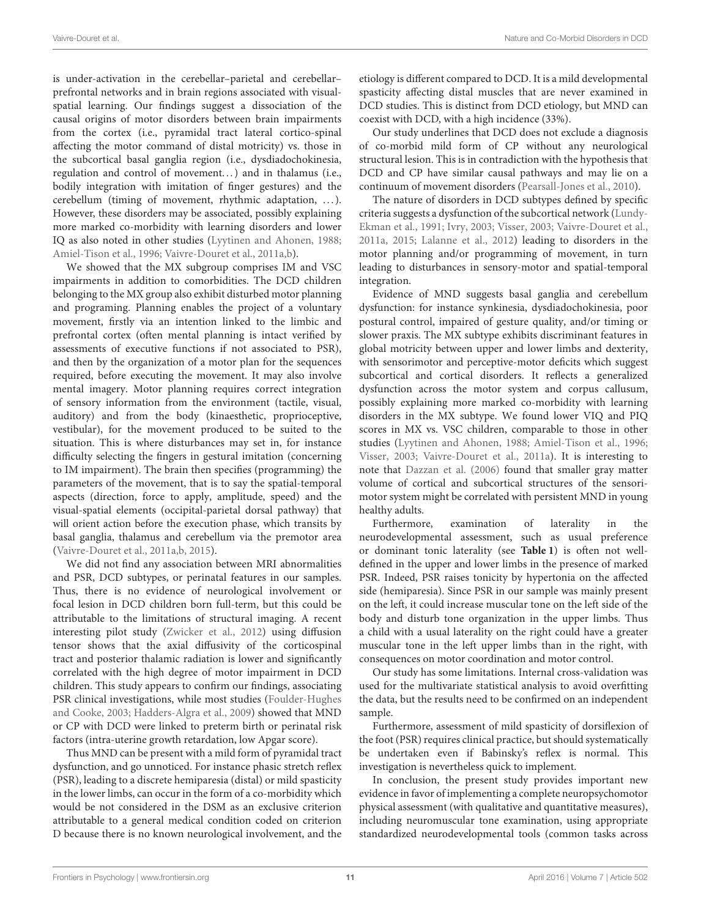is under-activation in the cerebellar–parietal and cerebellar–prefrontal networks and in brain regions associated with visual-spatial learning. Our findings suggest a dissociation of the causal origins of motor disorders between brain impairments from the cortex (i.e., pyramidal tract lateral cortico-spinal affecting the motor command of distal motricity) vs. those in the subcortical basal ganglia region (i.e., dysdiadochokinesia, regulation and control of movement...) and in thalamus (i.e., bodily integration with imitation of finger gestures) and the cerebellum (timing of movement, rhythmic adaptation, ...). However, these disorders may be associated, possibly explaining more marked co-morbidity with learning disorders and lower IQ as also noted in other studies (Lyytinen and Ahonen, 1988; Amiel-Tison et al., 1996; Vaivre-Douret et al., 2011a,b).

We showed that the MX subgroup comprises IM and VSC impairments in addition to comorbidities. The DCD children belonging to the MX group also exhibit disturbed motor planning and programing. Planning enables the project of a voluntary movement, firstly via an intention linked to the limbic and prefrontal cortex (often mental planning is intact verified by assessments of executive functions if not associated to PSR), and then by the organization of a motor plan for the sequences required, before executing the movement. It may also involve mental imagery. Motor planning requires correct integration of sensory information from the environment (tactile, visual, auditory) and from the body (kinaesthetic, proprioceptive, vestibular), for the movement produced to be suited to the situation. This is where disturbances may set in, for instance difficulty selecting the fingers in gestural imitation (concerning to IM impairment). The brain then specifies (programming) the parameters of the movement, that is to say the spatial-temporal aspects (direction, force to apply, amplitude, speed) and the visual-spatial elements (occipital-parietal dorsal pathway) that will orient action before the execution phase, which transits by basal ganglia, thalamus and cerebellum via the premotor area (Vaivre-Douret et al., 2011a,b, 2015).

We did not find any association between MRI abnormalities and PSR, DCD subtypes, or perinatal features in our samples. Thus, there is no evidence of neurological involvement or focal lesion in DCD children born full-term, but this could be attributable to the limitations of structural imaging. A recent interesting pilot study (Zwicker et al., 2012) using diffusion tensor shows that the axial diffusivity of the corticospinal tract and posterior thalamic radiation is lower and significantly correlated with the high degree of motor impairment in DCD children. This study appears to confirm our findings, associating PSR clinical investigations, while most studies (Foulder-Hughes and Cooke, 2003; Hadders-Algra et al., 2009) showed that MND or CP with DCD were linked to preterm birth or perinatal risk factors (intra-uterine growth retardation, low Apgar score).

Thus MND can be present with a mild form of pyramidal tract dysfunction, and go unnoticed. For instance phasic stretch reflex (PSR), leading to a discrete hemiparesia (distal) or mild spasticity in the lower limbs, can occur in the form of a co-morbidity which would be not considered in the DSM as an exclusive criterion attributable to a general medical condition coded on criterion D because there is no known neurological involvement, and the etiology is different compared to DCD. It is a mild developmental spasticity affecting distal muscles that are never examined in DCD studies. This is distinct from DCD etiology, but MND can coexist with DCD, with a high incidence (33%).

Our study underlines that DCD does not exclude a diagnosis of co-morbid mild form of CP without any neurological structural lesion. This is in contradiction with the hypothesis that DCD and CP have similar causal pathways and may lie on a continuum of movement disorders (Pearsall-Jones et al., 2010).

The nature of disorders in DCD subtypes defined by specific criteria suggests a dysfunction of the subcortical network (Lundy-Ekman et al., 1991; Ivry, 2003; Visser, 2003; Vaivre-Douret et al., 2011a, 2015; Lalanne et al., 2012) leading to disorders in the motor planning and/or programming of movement, in turn leading to disturbances in sensory-motor and spatial-temporal integration.

Evidence of MND suggests basal ganglia and cerebellum dysfunction: for instance synkinesia, dysdiadochokinesia, poor postural control, impaired of gesture quality, and/or timing or slower praxis. The MX subtype exhibits discriminant features in global motricity between upper and lower limbs and dexterity, with sensorimotor and perceptive-motor deficits which suggest subcortical and cortical disorders. It reflects a generalized dysfunction across the motor system and corpus callusum, possibly explaining more marked co-morbidity with learning disorders in the MX subtype. We found lower VIQ and PIQ scores in MX vs. VSC children, comparable to those in other studies (Lyytinen and Ahonen, 1988; Amiel-Tison et al., 1996; Visser, 2003; Vaivre-Douret et al., 2011a). It is interesting to note that Dazzan et al. (2006) found that smaller gray matter volume of cortical and subcortical structures of the sensori-motor system might be correlated with persistent MND in young healthy adults.

Furthermore, examination of laterality in the neurodevelopmental assessment, such as usual preference or dominant tonic laterality (see **Table 1**) is often not well-defined in the upper and lower limbs in the presence of marked PSR. Indeed, PSR raises tonicity by hypertonia on the affected side (hemiparesia). Since PSR in our sample was mainly present on the left, it could increase muscular tone on the left side of the body and disturb tone organization in the upper limbs. Thus a child with a usual laterality on the right could have a greater muscular tone in the left upper limbs than in the right, with consequences on motor coordination and motor control.

Our study has some limitations. Internal cross-validation was used for the multivariate statistical analysis to avoid overfitting the data, but the results need to be confirmed on an independent sample.

Furthermore, assessment of mild spasticity of dorsiflexion of the foot (PSR) requires clinical practice, but should systematically be undertaken even if Babinsky's reflex is normal. This investigation is nevertheless quick to implement.

In conclusion, the present study provides important new evidence in favor of implementing a complete neuropsychomotor physical assessment (with qualitative and quantitative measures), including neuromuscular tone examination, using appropriate standardized neurodevelopmental tools (common tasks across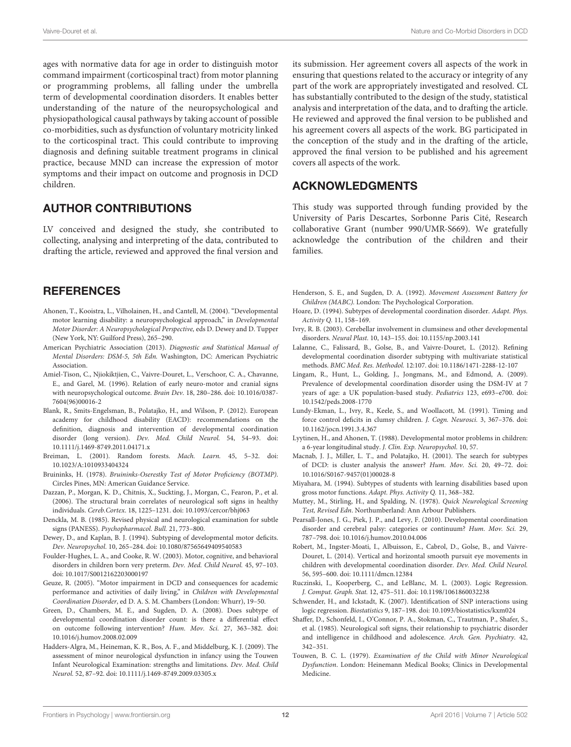ages with normative data for age in order to distinguish motor command impairment (corticospinal tract) from motor planning or programming problems, all falling under the umbrella term of developmental coordination disorders. It enables better understanding of the nature of the neuropsychological and physiopathological causal pathways by taking account of possible co-morbidities, such as dysfunction of voluntary motricity linked to the corticospinal tract. This could contribute to improving diagnosis and defining suitable treatment programs in clinical practice, because MND can increase the expression of motor symptoms and their impact on outcome and prognosis in DCD children.

## AUTHOR CONTRIBUTIONS

LV conceived and designed the study, she contributed to collecting, analysing and interpreting of the data, contributed to drafting the article, reviewed and approved the final version and its submission. Her agreement covers all aspects of the work in ensuring that questions related to the accuracy or integrity of any part of the work are appropriately investigated and resolved. CL has substantially contributed to the design of the study, statistical analysis and interpretation of the data, and to drafting the article. He reviewed and approved the final version to be published and his agreement covers all aspects of the work. BG participated in the conception of the study and in the drafting of the article, approved the final version to be published and his agreement covers all aspects of the work.

## ACKNOWLEDGMENTS

This study was supported through funding provided by the University of Paris Descartes, Sorbonne Paris Cité, Research collaborative Grant (number 990/UMR-S669). We gratefully acknowledge the contribution of the children and their families.

## REFERENCES

Ahonen, T., Kooistra, L., Vilholainen, H., and Cantell, M. (2004). "Developmental motor learning disability: a neuropsychological approach," in *Developmental Motor Disorder: A Neuropsychological Perspective*, eds D. Dewey and D. Tupper (New York, NY: Guilford Press), 265–290.

American Psychiatric Association (2013). *Diagnostic and Statistical Manual of Mental Disorders: DSM-5, 5th Edn.* Washington, DC: American Psychiatric Association.

Amiel-Tison, C., Njiokiktjien, C., Vaivre-Douret, L., Verschoor, C. A., Chavanne, E., and Garel, M. (1996). Relation of early neuro-motor and cranial signs with neuropsychological outcome. *Brain Dev.* 18, 280–286. doi: 10.1016/0387-7604(96)00016-2

Blank, R., Smits-Engelsman, B., Polatajko, H., and Wilson, P. (2012). European academy for childhood disability (EACD): recommendations on the definition, diagnosis and intervention of developmental coordination disorder (long version). *Dev. Med. Child Neurol.* 54, 54–93. doi: 10.1111/j.1469-8749.2011.04171.x

Breiman, L. (2001). Random forests. *Mach. Learn.* 45, 5–32. doi: 10.1023/A:1010933404324

Bruininks, H. (1978). *Bruininks-Oserestky Test of Motor Proficiency (BOTMP)*. Circles Pines, MN: American Guidance Service.

Dazzan, P., Morgan, K. D., Chitnis, X., Suckting, J., Morgan, C., Fearon, P., et al. (2006). The structural brain correlates of neurological soft signs in healthy individuals. *Cereb.Cortex.* 18, 1225–1231. doi: 10.1093/cercor/bhj063

Denckla, M. B. (1985). Revised physical and neurological examination for subtle signs (PANESS). *Psychopharmacol. Bull.* 21, 773–800.

Dewey, D., and Kaplan, B. J. (1994). Subtyping of developmental motor deficits. *Dev. Neuropsychol.* 10, 265–284. doi: 10.1080/87565649409540583

Foulder-Hughes, L. A., and Cooke, R. W. (2003). Motor, cognitive, and behavioral disorders in children born very preterm. *Dev. Med. Child Neurol.* 45, 97–103. doi: 10.1017/S0012162203000197

Geuze, R. (2005). "Motor impairment in DCD and consequences for academic performance and activities of daily living," in *Children with Developmental Coordination Disorder*, ed D. A. S. M. Chambers (London: Whurr), 19–50.

Green, D., Chambers, M. E., and Sugden, D. A. (2008). Does subtype of developmental coordination disorder count: is there a differential effect on outcome following intervention? *Hum. Mov. Sci.* 27, 363–382. doi: 10.1016/j.humov.2008.02.009

Hadders-Algra, M., Heineman, K. R., Bos, A. F., and Middelburg, K. J. (2009). The assessment of minor neurological dysfunction in infancy using the Touwen Infant Neurological Examination: strengths and limitations. *Dev. Med. Child Neurol.* 52, 87–92. doi: 10.1111/j.1469-8749.2009.03305.x

Henderson, S. E., and Sugden, D. A. (1992). *Movement Assessment Battery for Children (MABC)*. London: The Psychological Corporation.

Hoare, D. (1994). Subtypes of developmental coordination disorder. *Adapt. Phys. Activity Q.* 11, 158–169.

Ivry, R. B. (2003). Cerebellar involvement in clumsiness and other developmental disorders. *Neural Plast.* 10, 143–155. doi: 10.1155/np.2003.141

Lalanne, C., Falissard, B., Golse, B., and Vaivre-Douret, L. (2012). Refining developmental coordination disorder subtyping with multivariate statistical methods. *BMC Med. Res. Methodol.* 12:107. doi: 10.1186/1471-2288-12-107

Lingam, R., Hunt, L., Golding, J., Jongmans, M., and Edmond, A. (2009). Prevalence of developmental coordination disorder using the DSM-IV at 7 years of age: a UK population-based study. *Pediatrics* 123, e693–e700. doi: 10.1542/peds.2008-1770

Lundy-Ekman, L., Ivry, R., Keele, S., and Woollacott, M. (1991). Timing and force control deficits in clumsy children. *J. Cogn. Neurosci.* 3, 367–376. doi: 10.1162/jocn.1991.3.4.367

Lyytinen, H., and Ahonen, T. (1988). Developmental motor problems in children: a 6-year longitudinal study. *J. Clin. Exp. Neuropsychol.* 10, 57.

Macnab, J. J., Miller, L. T., and Polatajko, H. (2001). The search for subtypes of DCD: is cluster analysis the answer? *Hum. Mov. Sci.* 20, 49–72. doi: 10.1016/S0167-9457(01)00028-8

Miyahara, M. (1994). Subtypes of students with learning disabilities based upon gross motor functions. *Adapt. Phys. Activity Q.* 11, 368–382.

Muttey, M., Stirling, H., and Spalding, N. (1978). *Quick Neurological Screening Test, Revised Edn*. Northumberland: Ann Arbour Publishers.

Pearsall-Jones, J. G., Piek, J. P., and Levy, F. (2010). Developmental coordination disorder and cerebral palsy: categories or continuum? *Hum. Mov. Sci.* 29, 787–798. doi: 10.1016/j.humov.2010.04.006

Robert, M., Ingster-Moati, I., Albuisson, E., Cabrol, D., Golse, B., and Vaivre-Douret, L. (2014). Vertical and horizontal smooth pursuit eye movements in children with developmental coordination disorder. *Dev. Med. Child Neurol.* 56, 595–600. doi: 10.1111/dmcn.12384

Ruczinski, I., Kooperberg, C., and LeBlanc, M. L. (2003). Logic Regression. *J. Comput. Graph. Stat.* 12, 475–511. doi: 10.1198/1061860032238

Schwender, H., and Ickstadt, K. (2007). Identification of SNP interactions using logic regression. *Biostatistics* 9, 187–198. doi: 10.1093/biostatistics/kxm024

Shaffer, D., Schonfeld, I., O'Connor, P. A., Stokman, C., Trautman, P., Shafer, S., et al. (1985). Neurological soft signs, their relationship to psychiatric disorder and intelligence in childhood and adolescence. *Arch. Gen. Psychiatry*. 42, 342–351.

Touwen, B. C. L. (1979). *Examination of the Child with Minor Neurological Dysfunction*. London: Heinemann Medical Books; Clinics in Developmental Medicine.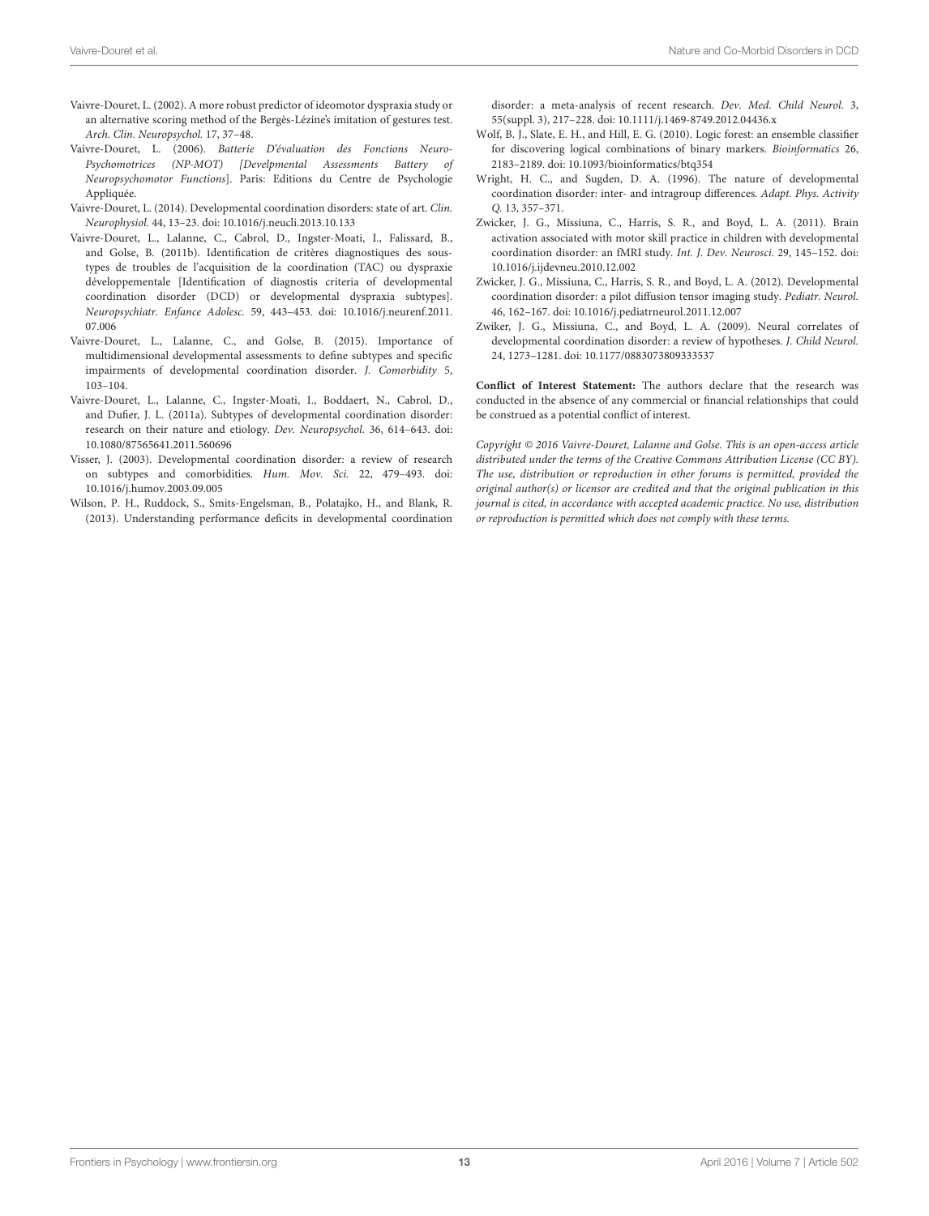Vaivre-Douret, L. (2002). A more robust predictor of ideomotor dyspraxia study or an alternative scoring method of the Bergès-Lézine's imitation of gestures test. *Arch. Clin. Neuropsychol.* 17, 37–48.

Vaivre-Douret, L. (2006). *Batterie D'évaluation des Fonctions Neuro-Psychomotrices (NP-MOT) [Develpmental Assessments Battery of Neuropsychomotor Functions]*. Paris: Editions du Centre de Psychologie Appliquée.

Vaivre-Douret, L. (2014). Developmental coordination disorders: state of art. *Clin. Neurophysiol.* 44, 13–23. doi: 10.1016/j.neucli.2013.10.133

Vaivre-Douret, L., Lalanne, C., Cabrol, D., Ingster-Moati, I., Falissard, B., and Golse, B. (2011b). Identification de critères diagnostiques des sous-types de troubles de l'acquisition de la coordination (TAC) ou dyspraxie développementale [Identification of diagnostis criteria of developmental coordination disorder (DCD) or developmental dyspraxia subtypes]. *Neuropsychiatr. Enfance Adolesc.* 59, 443–453. doi: 10.1016/j.neurenf.2011.07.006

Vaivre-Douret, L., Lalanne, C., and Golse, B. (2015). Importance of multidimensional developmental assessments to define subtypes and specific impairments of developmental coordination disorder. *J. Comorbidity* 5, 103–104.

Vaivre-Douret, L., Lalanne, C., Ingster-Moati, I., Boddaert, N., Cabrol, D., and Dufier, J. L. (2011a). Subtypes of developmental coordination disorder: research on their nature and etiology. *Dev. Neuropsychol.* 36, 614–643. doi: 10.1080/87565641.2011.560696

Visser, J. (2003). Developmental coordination disorder: a review of research on subtypes and comorbidities. *Hum. Mov. Sci.* 22, 479–493. doi: 10.1016/j.humov.2003.09.005

Wilson, P. H., Ruddock, S., Smits-Engelsman, B., Polatajko, H., and Blank, R. (2013). Understanding performance deficits in developmental coordination disorder: a meta-analysis of recent research. *Dev. Med. Child Neurol.* 3, 55(suppl. 3), 217–228. doi: 10.1111/j.1469-8749.2012.04436.x

Wolf, B. J., Slate, E. H., and Hill, E. G. (2010). Logic forest: an ensemble classifier for discovering logical combinations of binary markers. *Bioinformatics* 26, 2183–2189. doi: 10.1093/bioinformatics/btq354

Wright, H. C., and Sugden, D. A. (1996). The nature of developmental coordination disorder: inter- and intragroup differences. *Adapt. Phys. Activity Q.* 13, 357–371.

Zwicker, J. G., Missiuna, C., Harris, S. R., and Boyd, L. A. (2011). Brain activation associated with motor skill practice in children with developmental coordination disorder: an fMRI study. *Int. J. Dev. Neurosci.* 29, 145–152. doi: 10.1016/j.ijdevneu.2010.12.002

Zwicker, J. G., Missiuna, C., Harris, S. R., and Boyd, L. A. (2012). Developmental coordination disorder: a pilot diffusion tensor imaging study. *Pediatr. Neurol.* 46, 162–167. doi: 10.1016/j.pediatrneurol.2011.12.007

Zwiker, J. G., Missiuna, C., and Boyd, L. A. (2009). Neural correlates of developmental coordination disorder: a review of hypotheses. *J. Child Neurol.* 24, 1273–1281. doi: 10.1177/0883073809333537

**Conflict of Interest Statement:** The authors declare that the research was conducted in the absence of any commercial or financial relationships that could be construed as a potential conflict of interest.

*Copyright © 2016 Vaivre-Douret, Lalanne and Golse. This is an open-access article distributed under the terms of the Creative Commons Attribution License (CC BY). The use, distribution or reproduction in other forums is permitted, provided the original author(s) or licensor are credited and that the original publication in this journal is cited, in accordance with accepted academic practice. No use, distribution or reproduction is permitted which does not comply with these terms.*